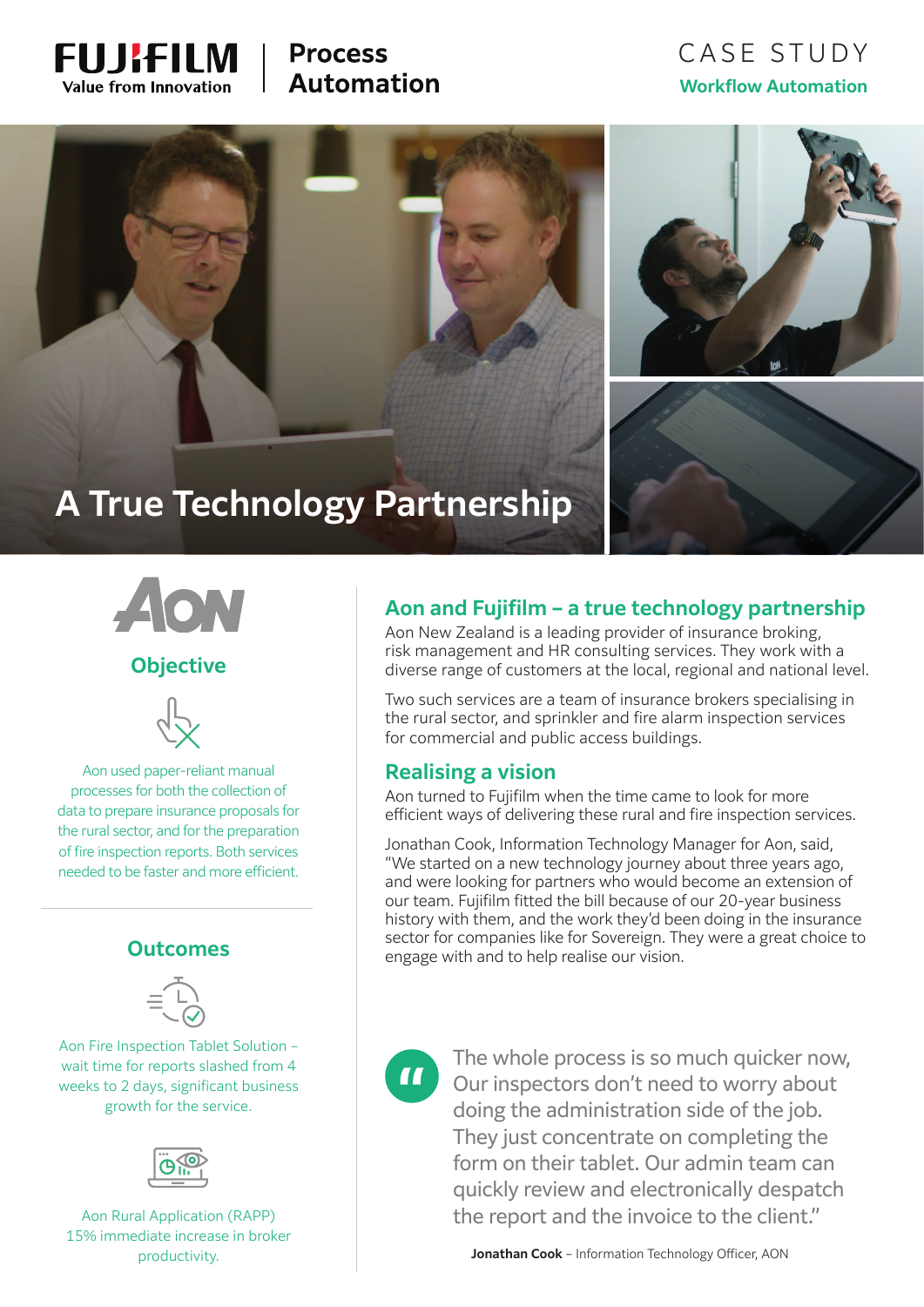FUJIFILM Value from Innovation | Process Automation

CASE STUDY

**Workflow Automation**

# A True Technology Partnership

AON

## Objective

Aon used paper-reliant manual processes for both the collection of data to prepare insurance proposals for the rural sector, and for the preparation of fire inspection reports. Both services needed to be faster and more efficient.

## Outcomes

Aon Fire Inspection Tablet Solution – wait time for reports slashed from 4 weeks to 2 days, significant business growth for the service.

Aon Rural Application (RAPP) 15% immediate increase in broker productivity.

## Aon and Fujifilm – a true technology partnership

Aon New Zealand is a leading provider of insurance broking, risk management and HR consulting services. They work with a diverse range of customers at the local, regional and national level.

Two such services are a team of insurance brokers specialising in the rural sector, and sprinkler and fire alarm inspection services for commercial and public access buildings.

## Realising a vision

Aon turned to Fujifilm when the time came to look for more efficient ways of delivering these rural and fire inspection services.

Jonathan Cook, Information Technology Manager for Aon, said, "We started on a new technology journey about three years ago, and were looking for partners who would become an extension of our team. Fujifilm fitted the bill because of our 20-year business history with them, and the work they'd been doing in the insurance sector for companies like for Sovereign. They were a great choice to engage with and to help realise our vision.

> The whole process is so much quicker now, Our inspectors don't need to worry about doing the administration side of the job. They just concentrate on completing the form on their tablet. Our admin team can quickly review and electronically despatch the report and the invoice to the client."

**Jonathan Cook** – Information Technology Officer, AON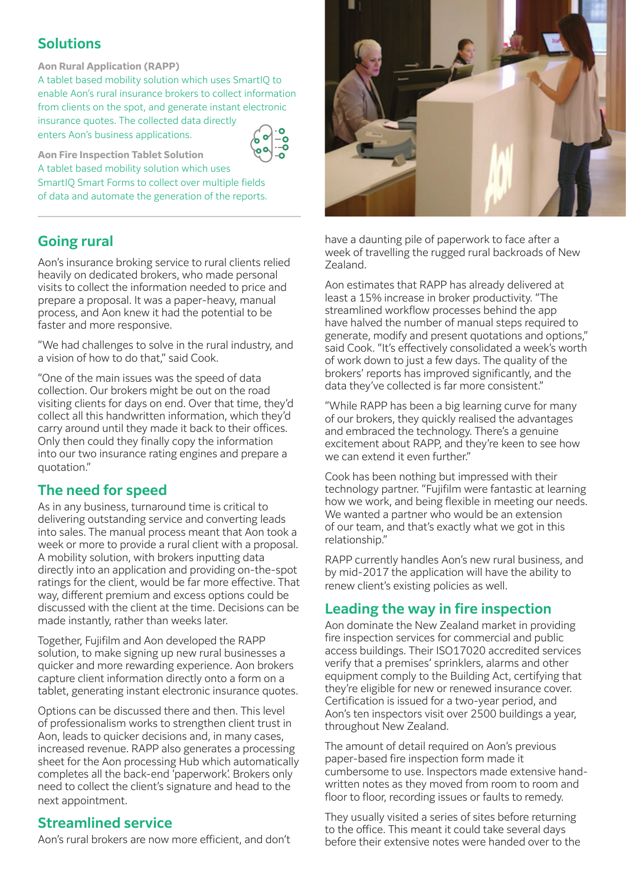## Solutions

**Aon Rural Application (RAPP)**

A tablet based mobility solution which uses SmartIQ to enable Aon's rural insurance brokers to collect information from clients on the spot, and generate instant electronic insurance quotes. The collected data directly enters Aon's business applications.

**Aon Fire Inspection Tablet Solution**

A tablet based mobility solution which uses SmartIQ Smart Forms to collect over multiple fields of data and automate the generation of the reports.

## Going rural

Aon's insurance broking service to rural clients relied heavily on dedicated brokers, who made personal visits to collect the information needed to price and prepare a proposal. It was a paper-heavy, manual process, and Aon knew it had the potential to be faster and more responsive.

"We had challenges to solve in the rural industry, and a vision of how to do that," said Cook.

"One of the main issues was the speed of data collection. Our brokers might be out on the road visiting clients for days on end. Over that time, they'd collect all this handwritten information, which they'd carry around until they made it back to their offices. Only then could they finally copy the information into our two insurance rating engines and prepare a quotation."

## The need for speed

As in any business, turnaround time is critical to delivering outstanding service and converting leads into sales. The manual process meant that Aon took a week or more to provide a rural client with a proposal. A mobility solution, with brokers inputting data directly into an application and providing on-the-spot ratings for the client, would be far more effective. That way, different premium and excess options could be discussed with the client at the time. Decisions can be made instantly, rather than weeks later.

Together, Fujifilm and Aon developed the RAPP solution, to make signing up new rural businesses a quicker and more rewarding experience. Aon brokers capture client information directly onto a form on a tablet, generating instant electronic insurance quotes.

Options can be discussed there and then. This level of professionalism works to strengthen client trust in Aon, leads to quicker decisions and, in many cases, increased revenue. RAPP also generates a processing sheet for the Aon processing Hub which automatically completes all the back-end 'paperwork'. Brokers only need to collect the client's signature and head to the next appointment.

## Streamlined service

Aon's rural brokers are now more efficient, and don't have a daunting pile of paperwork to face after a week of travelling the rugged rural backroads of New Zealand.

Aon estimates that RAPP has already delivered at least a 15% increase in broker productivity. "The streamlined workflow processes behind the app have halved the number of manual steps required to generate, modify and present quotations and options," said Cook. "It's effectively consolidated a week's worth of work down to just a few days. The quality of the brokers' reports has improved significantly, and the data they've collected is far more consistent."

"While RAPP has been a big learning curve for many of our brokers, they quickly realised the advantages and embraced the technology. There's a genuine excitement about RAPP, and they're keen to see how we can extend it even further."

Cook has been nothing but impressed with their technology partner. "Fujifilm were fantastic at learning how we work, and being flexible in meeting our needs. We wanted a partner who would be an extension of our team, and that's exactly what we got in this relationship."

RAPP currently handles Aon's new rural business, and by mid-2017 the application will have the ability to renew client's existing policies as well.

## Leading the way in fire inspection

Aon dominate the New Zealand market in providing fire inspection services for commercial and public access buildings. Their ISO17020 accredited services verify that a premises' sprinklers, alarms and other equipment comply to the Building Act, certifying that they're eligible for new or renewed insurance cover. Certification is issued for a two-year period, and Aon's ten inspectors visit over 2500 buildings a year, throughout New Zealand.

The amount of detail required on Aon's previous paper-based fire inspection form made it cumbersome to use. Inspectors made extensive hand-written notes as they moved from room to room and floor to floor, recording issues or faults to remedy.

They usually visited a series of sites before returning to the office. This meant it could take several days before their extensive notes were handed over to the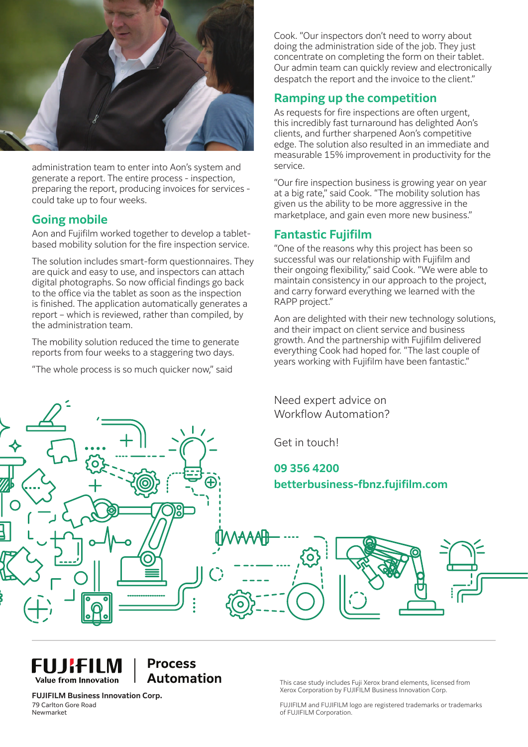administration team to enter into Aon's system and generate a report. The entire process - inspection, preparing the report, producing invoices for services - could take up to four weeks.

## Going mobile

Aon and Fujifilm worked together to develop a tablet-based mobility solution for the fire inspection service.

The solution includes smart-form questionnaires. They are quick and easy to use, and inspectors can attach digital photographs. So now official findings go back to the office via the tablet as soon as the inspection is finished. The application automatically generates a report – which is reviewed, rather than compiled, by the administration team.

The mobility solution reduced the time to generate reports from four weeks to a staggering two days.

"The whole process is so much quicker now," said Cook. "Our inspectors don't need to worry about doing the administration side of the job. They just concentrate on completing the form on their tablet. Our admin team can quickly review and electronically despatch the report and the invoice to the client."

## Ramping up the competition

As requests for fire inspections are often urgent, this incredibly fast turnaround has delighted Aon's clients, and further sharpened Aon's competitive edge. The solution also resulted in an immediate and measurable 15% improvement in productivity for the service.

"Our fire inspection business is growing year on year at a big rate," said Cook. "The mobility solution has given us the ability to be more aggressive in the marketplace, and gain even more new business."

## Fantastic Fujifilm

"One of the reasons why this project has been so successful was our relationship with Fujifilm and their ongoing flexibility," said Cook. "We were able to maintain consistency in our approach to the project, and carry forward everything we learned with the RAPP project."

Aon are delighted with their new technology solutions, and their impact on client service and business growth. And the partnership with Fujifilm delivered everything Cook had hoped for. "The last couple of years working with Fujifilm have been fantastic."

Need expert advice on Workflow Automation?

Get in touch!

**09 356 4200**

**betterbusiness-fbnz.fujifilm.com**

**FUJIFILM** Value from Innovation | **Process Automation**

**FUJIFILM Business Innovation Corp.**
79 Carlton Gore Road
Newmarket

This case study includes Fuji Xerox brand elements, licensed from Xerox Corporation by FUJIFILM Business Innovation Corp.

FUJIFILM and FUJIFILM logo are registered trademarks or trademarks of FUJIFILM Corporation.